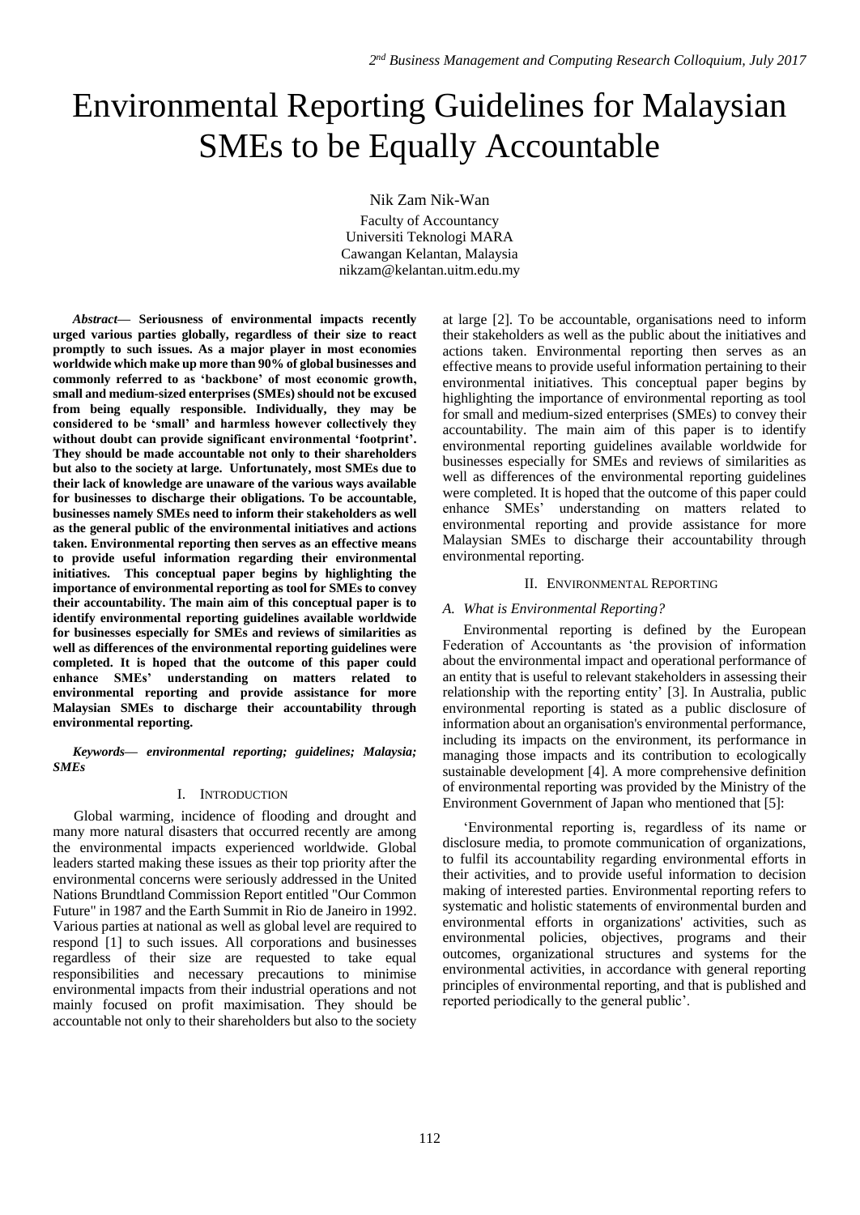# Environmental Reporting Guidelines for Malaysian SMEs to be Equally Accountable

Nik Zam Nik-Wan
Faculty of Accountancy
Universiti Teknologi MARA
Cawangan Kelantan, Malaysia
nikzam@kelantan.uitm.edu.my

***Abstract*— Seriousness of environmental impacts recently urged various parties globally, regardless of their size to react promptly to such issues. As a major player in most economies worldwide which make up more than 90% of global businesses and commonly referred to as 'backbone' of most economic growth, small and medium-sized enterprises (SMEs) should not be excused from being equally responsible. Individually, they may be considered to be 'small' and harmless however collectively they without doubt can provide significant environmental 'footprint'. They should be made accountable not only to their shareholders but also to the society at large. Unfortunately, most SMEs due to their lack of knowledge are unaware of the various ways available for businesses to discharge their obligations. To be accountable, businesses namely SMEs need to inform their stakeholders as well as the general public of the environmental initiatives and actions taken. Environmental reporting then serves as an effective means to provide useful information regarding their environmental initiatives. This conceptual paper begins by highlighting the importance of environmental reporting as tool for SMEs to convey their accountability. The main aim of this conceptual paper is to identify environmental reporting guidelines available worldwide for businesses especially for SMEs and reviews of similarities as well as differences of the environmental reporting guidelines were completed. It is hoped that the outcome of this paper could enhance SMEs' understanding on matters related to environmental reporting and provide assistance for more Malaysian SMEs to discharge their accountability through environmental reporting.**

***Keywords*— *environmental reporting; guidelines; Malaysia; SMEs***

## I. Introduction

Global warming, incidence of flooding and drought and many more natural disasters that occurred recently are among the environmental impacts experienced worldwide. Global leaders started making these issues as their top priority after the environmental concerns were seriously addressed in the United Nations Brundtland Commission Report entitled "Our Common Future" in 1987 and the Earth Summit in Rio de Janeiro in 1992. Various parties at national as well as global level are required to respond [1] to such issues. All corporations and businesses regardless of their size are requested to take equal responsibilities and necessary precautions to minimise environmental impacts from their industrial operations and not mainly focused on profit maximisation. They should be accountable not only to their shareholders but also to the society at large [2]. To be accountable, organisations need to inform their stakeholders as well as the public about the initiatives and actions taken. Environmental reporting then serves as an effective means to provide useful information pertaining to their environmental initiatives. This conceptual paper begins by highlighting the importance of environmental reporting as tool for small and medium-sized enterprises (SMEs) to convey their accountability. The main aim of this paper is to identify environmental reporting guidelines available worldwide for businesses especially for SMEs and reviews of similarities as well as differences of the environmental reporting guidelines were completed. It is hoped that the outcome of this paper could enhance SMEs' understanding on matters related to environmental reporting and provide assistance for more Malaysian SMEs to discharge their accountability through environmental reporting.

## II. Environmental Reporting

### *A. What is Environmental Reporting?*

Environmental reporting is defined by the European Federation of Accountants as 'the provision of information about the environmental impact and operational performance of an entity that is useful to relevant stakeholders in assessing their relationship with the reporting entity' [3]. In Australia, public environmental reporting is stated as a public disclosure of information about an organisation's environmental performance, including its impacts on the environment, its performance in managing those impacts and its contribution to ecologically sustainable development [4]. A more comprehensive definition of environmental reporting was provided by the Ministry of the Environment Government of Japan who mentioned that [5]:

> 'Environmental reporting is, regardless of its name or disclosure media, to promote communication of organizations, to fulfil its accountability regarding environmental efforts in their activities, and to provide useful information to decision making of interested parties. Environmental reporting refers to systematic and holistic statements of environmental burden and environmental efforts in organizations' activities, such as environmental policies, objectives, programs and their outcomes, organizational structures and systems for the environmental activities, in accordance with general reporting principles of environmental reporting, and that is published and reported periodically to the general public'.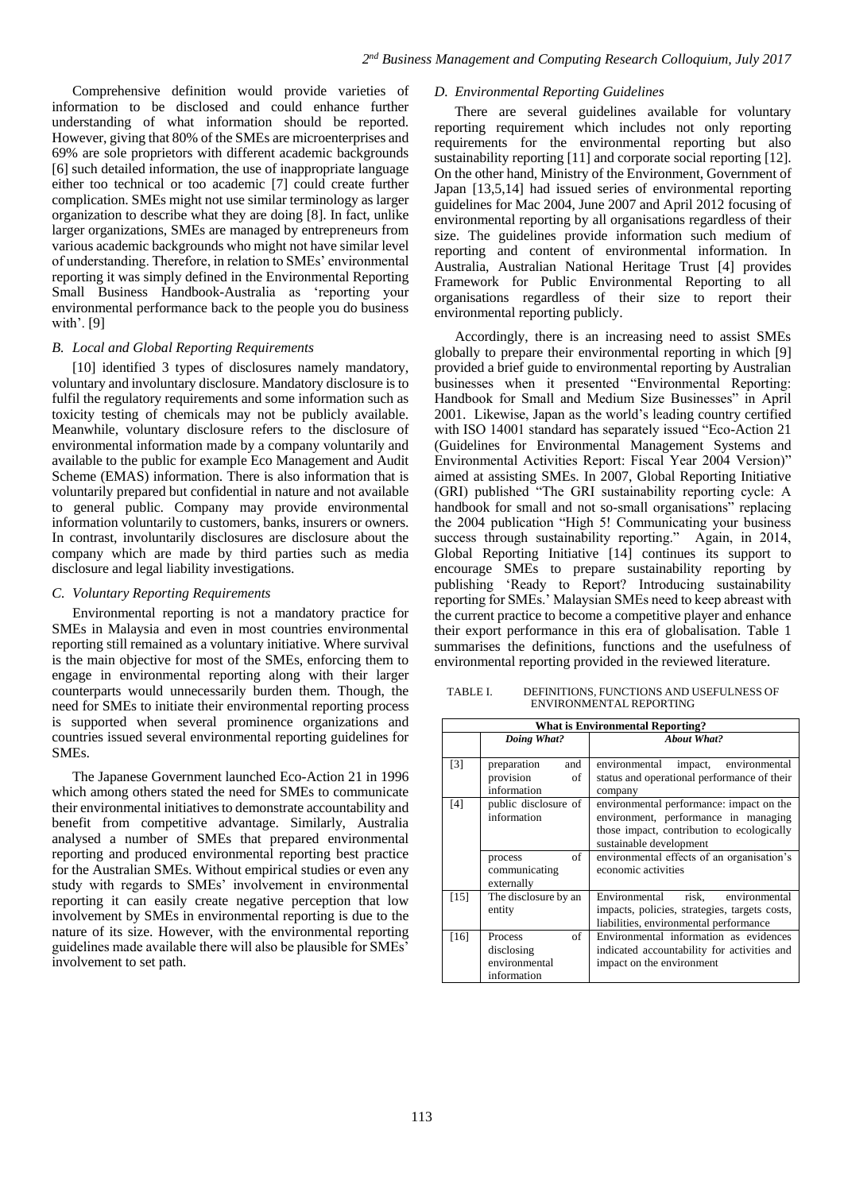Comprehensive definition would provide varieties of information to be disclosed and could enhance further understanding of what information should be reported. However, giving that 80% of the SMEs are microenterprises and 69% are sole proprietors with different academic backgrounds [6] such detailed information, the use of inappropriate language either too technical or too academic [7] could create further complication. SMEs might not use similar terminology as larger organization to describe what they are doing [8]. In fact, unlike larger organizations, SMEs are managed by entrepreneurs from various academic backgrounds who might not have similar level of understanding. Therefore, in relation to SMEs' environmental reporting it was simply defined in the Environmental Reporting Small Business Handbook-Australia as 'reporting your environmental performance back to the people you do business with'. [9]

### B. Local and Global Reporting Requirements

[10] identified 3 types of disclosures namely mandatory, voluntary and involuntary disclosure. Mandatory disclosure is to fulfil the regulatory requirements and some information such as toxicity testing of chemicals may not be publicly available. Meanwhile, voluntary disclosure refers to the disclosure of environmental information made by a company voluntarily and available to the public for example Eco Management and Audit Scheme (EMAS) information. There is also information that is voluntarily prepared but confidential in nature and not available to general public. Company may provide environmental information voluntarily to customers, banks, insurers or owners. In contrast, involuntarily disclosures are disclosure about the company which are made by third parties such as media disclosure and legal liability investigations.

### C. Voluntary Reporting Requirements

Environmental reporting is not a mandatory practice for SMEs in Malaysia and even in most countries environmental reporting still remained as a voluntary initiative. Where survival is the main objective for most of the SMEs, enforcing them to engage in environmental reporting along with their larger counterparts would unnecessarily burden them. Though, the need for SMEs to initiate their environmental reporting process is supported when several prominence organizations and countries issued several environmental reporting guidelines for SMEs.

The Japanese Government launched Eco-Action 21 in 1996 which among others stated the need for SMEs to communicate their environmental initiatives to demonstrate accountability and benefit from competitive advantage. Similarly, Australia analysed a number of SMEs that prepared environmental reporting and produced environmental reporting best practice for the Australian SMEs. Without empirical studies or even any study with regards to SMEs' involvement in environmental reporting it can easily create negative perception that low involvement by SMEs in environmental reporting is due to the nature of its size. However, with the environmental reporting guidelines made available there will also be plausible for SMEs' involvement to set path.

### D. Environmental Reporting Guidelines

There are several guidelines available for voluntary reporting requirement which includes not only reporting requirements for the environmental reporting but also sustainability reporting [11] and corporate social reporting [12]. On the other hand, Ministry of the Environment, Government of Japan [13,5,14] had issued series of environmental reporting guidelines for Mac 2004, June 2007 and April 2012 focusing of environmental reporting by all organisations regardless of their size. The guidelines provide information such medium of reporting and content of environmental information. In Australia, Australian National Heritage Trust [4] provides Framework for Public Environmental Reporting to all organisations regardless of their size to report their environmental reporting publicly.

Accordingly, there is an increasing need to assist SMEs globally to prepare their environmental reporting in which [9] provided a brief guide to environmental reporting by Australian businesses when it presented "Environmental Reporting: Handbook for Small and Medium Size Businesses" in April 2001. Likewise, Japan as the world's leading country certified with ISO 14001 standard has separately issued "Eco-Action 21 (Guidelines for Environmental Management Systems and Environmental Activities Report: Fiscal Year 2004 Version)" aimed at assisting SMEs. In 2007, Global Reporting Initiative (GRI) published "The GRI sustainability reporting cycle: A handbook for small and not so-small organisations" replacing the 2004 publication "High 5! Communicating your business success through sustainability reporting." Again, in 2014, Global Reporting Initiative [14] continues its support to encourage SMEs to prepare sustainability reporting by publishing 'Ready to Report? Introducing sustainability reporting for SMEs.' Malaysian SMEs need to keep abreast with the current practice to become a competitive player and enhance their export performance in this era of globalisation. Table 1 summarises the definitions, functions and the usefulness of environmental reporting provided in the reviewed literature.

TABLE I. DEFINITIONS, FUNCTIONS AND USEFULNESS OF ENVIRONMENTAL REPORTING

| What is Environmental Reporting? | | |
|---|---|---|
| | ***Doing What?*** | ***About What?*** |
| [3] | preparation and provision of information | environmental impact, environmental status and operational performance of their company |
| [4] | public disclosure of information | environmental performance: impact on the environment, performance in managing those impact, contribution to ecologically sustainable development |
| | process of communicating externally | environmental effects of an organisation's economic activities |
| [15] | The disclosure by an entity | Environmental risk, environmental impacts, policies, strategies, targets costs, liabilities, environmental performance |
| [16] | Process of disclosing environmental information | Environmental information as evidences indicated accountability for activities and impact on the environment |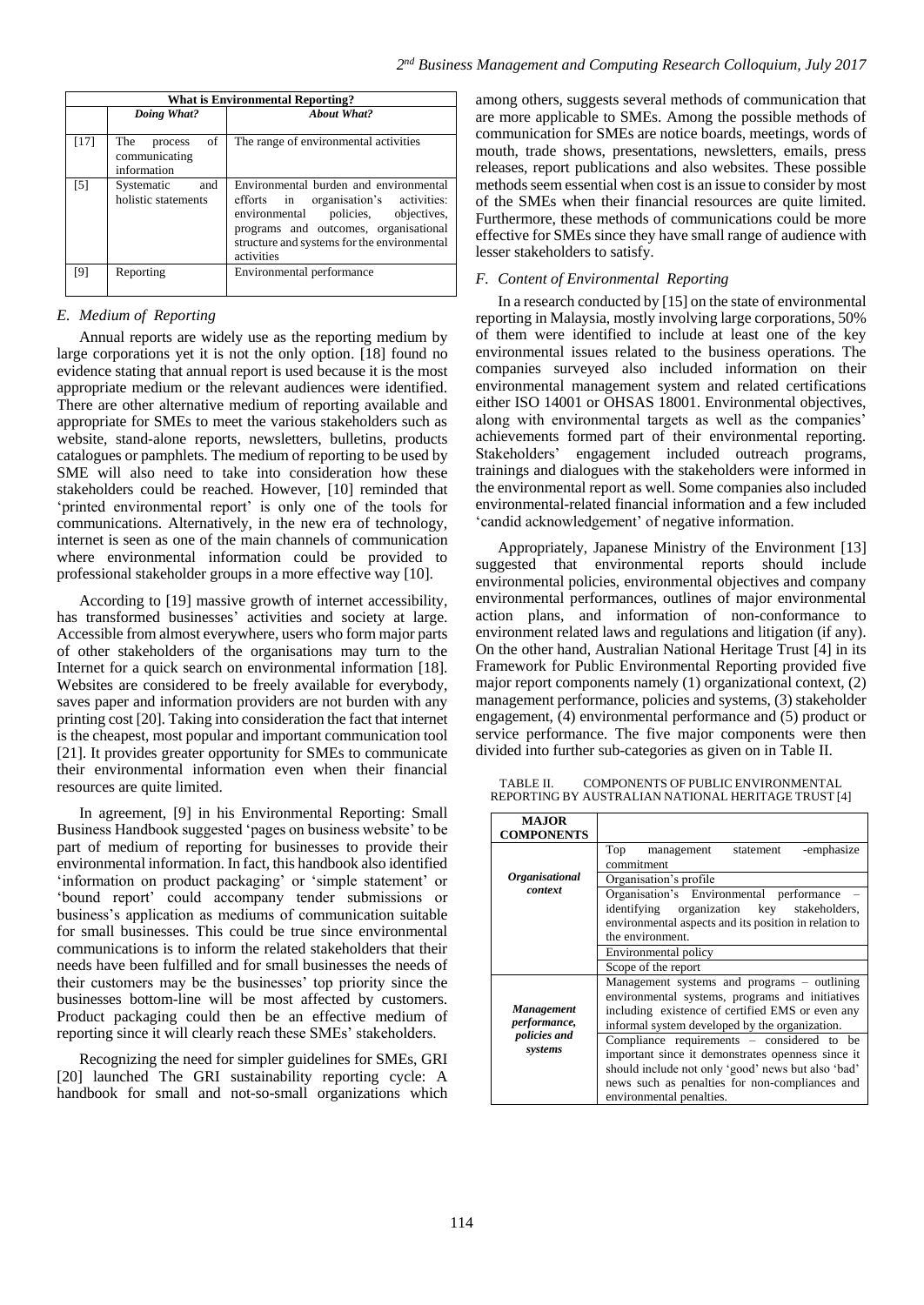| What is Environmental Reporting? | | |
|---|---|---|
| | *Doing What?* | *About What?* |
| [17] | The process of communicating information | The range of environmental activities |
| [5] | Systematic and holistic statements | Environmental burden and environmental efforts in organisation's activities: environmental policies, objectives, programs and outcomes, organisational structure and systems for the environmental activities |
| [9] | Reporting | Environmental performance |

### *E. Medium of Reporting*

Annual reports are widely use as the reporting medium by large corporations yet it is not the only option. [18] found no evidence stating that annual report is used because it is the most appropriate medium or the relevant audiences were identified. There are other alternative medium of reporting available and appropriate for SMEs to meet the various stakeholders such as website, stand-alone reports, newsletters, bulletins, products catalogues or pamphlets. The medium of reporting to be used by SME will also need to take into consideration how these stakeholders could be reached. However, [10] reminded that 'printed environmental report' is only one of the tools for communications. Alternatively, in the new era of technology, internet is seen as one of the main channels of communication where environmental information could be provided to professional stakeholder groups in a more effective way [10].

According to [19] massive growth of internet accessibility, has transformed businesses' activities and society at large. Accessible from almost everywhere, users who form major parts of other stakeholders of the organisations may turn to the Internet for a quick search on environmental information [18]. Websites are considered to be freely available for everybody, saves paper and information providers are not burden with any printing cost [20]. Taking into consideration the fact that internet is the cheapest, most popular and important communication tool [21]. It provides greater opportunity for SMEs to communicate their environmental information even when their financial resources are quite limited.

In agreement, [9] in his Environmental Reporting: Small Business Handbook suggested 'pages on business website' to be part of medium of reporting for businesses to provide their environmental information. In fact, this handbook also identified 'information on product packaging' or 'simple statement' or 'bound report' could accompany tender submissions or business's application as mediums of communication suitable for small businesses. This could be true since environmental communications is to inform the related stakeholders that their needs have been fulfilled and for small businesses the needs of their customers may be the businesses' top priority since the businesses bottom-line will be most affected by customers. Product packaging could then be an effective medium of reporting since it will clearly reach these SMEs' stakeholders.

Recognizing the need for simpler guidelines for SMEs, GRI [20] launched The GRI sustainability reporting cycle: A handbook for small and not-so-small organizations which among others, suggests several methods of communication that are more applicable to SMEs. Among the possible methods of communication for SMEs are notice boards, meetings, words of mouth, trade shows, presentations, newsletters, emails, press releases, report publications and also websites. These possible methods seem essential when cost is an issue to consider by most of the SMEs when their financial resources are quite limited. Furthermore, these methods of communications could be more effective for SMEs since they have small range of audience with lesser stakeholders to satisfy.

### *F. Content of Environmental Reporting*

In a research conducted by [15] on the state of environmental reporting in Malaysia, mostly involving large corporations, 50% of them were identified to include at least one of the key environmental issues related to the business operations. The companies surveyed also included information on their environmental management system and related certifications either ISO 14001 or OHSAS 18001. Environmental objectives, along with environmental targets as well as the companies' achievements formed part of their environmental reporting. Stakeholders' engagement included outreach programs, trainings and dialogues with the stakeholders were informed in the environmental report as well. Some companies also included environmental-related financial information and a few included 'candid acknowledgement' of negative information.

Appropriately, Japanese Ministry of the Environment [13] suggested that environmental reports should include environmental policies, environmental objectives and company environmental performances, outlines of major environmental action plans, and information of non-conformance to environment related laws and regulations and litigation (if any). On the other hand, Australian National Heritage Trust [4] in its Framework for Public Environmental Reporting provided five major report components namely (1) organizational context, (2) management performance, policies and systems, (3) stakeholder engagement, (4) environmental performance and (5) product or service performance. The five major components were then divided into further sub-categories as given on in Table II.

TABLE II. COMPONENTS OF PUBLIC ENVIRONMENTAL REPORTING BY AUSTRALIAN NATIONAL HERITAGE TRUST [4]

| MAJOR COMPONENTS | |
|---|---|
| ***Organisational context*** | Top management statement -emphasize commitment |
| | Organisation's profile |
| | Organisation's Environmental performance – identifying organization key stakeholders, environmental aspects and its position in relation to the environment. |
| | Environmental policy |
| | Scope of the report |
| ***Management performance, policies and systems*** | Management systems and programs – outlining environmental systems, programs and initiatives including existence of certified EMS or even any informal system developed by the organization. |
| | Compliance requirements – considered to be important since it demonstrates openness since it should include not only 'good' news but also 'bad' news such as penalties for non-compliances and environmental penalties. |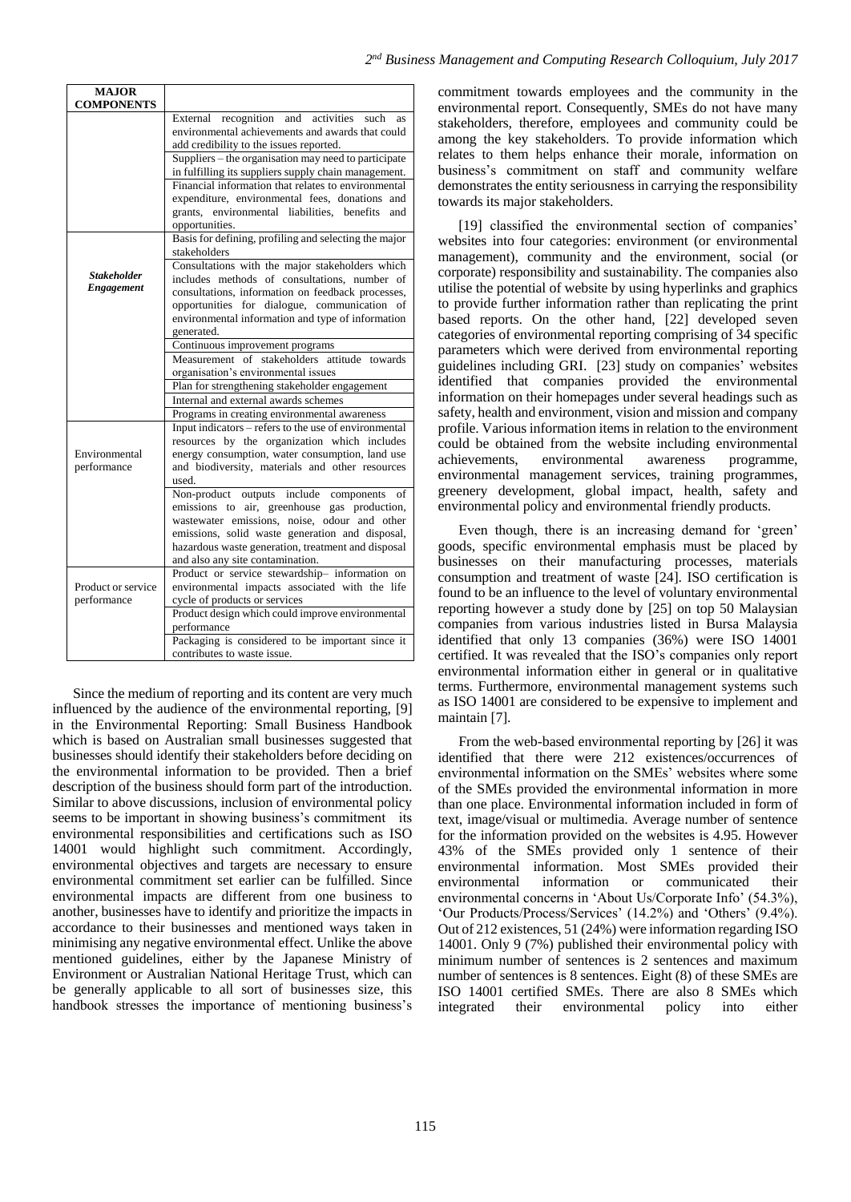| MAJOR COMPONENTS | |
|---|---|
| | External recognition and activities such as environmental achievements and awards that could add credibility to the issues reported. |
| | Suppliers – the organisation may need to participate in fulfilling its suppliers supply chain management. |
| | Financial information that relates to environmental expenditure, environmental fees, donations and grants, environmental liabilities, benefits and opportunities. |
| ***Stakeholder Engagement*** | Basis for defining, profiling and selecting the major stakeholders |
| | Consultations with the major stakeholders which includes methods of consultations, number of consultations, information on feedback processes, opportunities for dialogue, communication of environmental information and type of information generated. |
| | Continuous improvement programs |
| | Measurement of stakeholders attitude towards organisation's environmental issues |
| | Plan for strengthening stakeholder engagement |
| | Internal and external awards schemes |
| | Programs in creating environmental awareness |
| Environmental performance | Input indicators – refers to the use of environmental resources by the organization which includes energy consumption, water consumption, land use and biodiversity, materials and other resources used. |
| | Non-product outputs include components of emissions to air, greenhouse gas production, wastewater emissions, noise, odour and other emissions, solid waste generation and disposal, hazardous waste generation, treatment and disposal and also any site contamination. |
| Product or service performance | Product or service stewardship– information on environmental impacts associated with the life cycle of products or services |
| | Product design which could improve environmental performance |
| | Packaging is considered to be important since it contributes to waste issue. |

Since the medium of reporting and its content are very much influenced by the audience of the environmental reporting, [9] in the Environmental Reporting: Small Business Handbook which is based on Australian small businesses suggested that businesses should identify their stakeholders before deciding on the environmental information to be provided. Then a brief description of the business should form part of the introduction. Similar to above discussions, inclusion of environmental policy seems to be important in showing business's commitment its environmental responsibilities and certifications such as ISO 14001 would highlight such commitment. Accordingly, environmental objectives and targets are necessary to ensure environmental commitment set earlier can be fulfilled. Since environmental impacts are different from one business to another, businesses have to identify and prioritize the impacts in accordance to their businesses and mentioned ways taken in minimising any negative environmental effect. Unlike the above mentioned guidelines, either by the Japanese Ministry of Environment or Australian National Heritage Trust, which can be generally applicable to all sort of businesses size, this handbook stresses the importance of mentioning business's commitment towards employees and the community in the environmental report. Consequently, SMEs do not have many stakeholders, therefore, employees and community could be among the key stakeholders. To provide information which relates to them helps enhance their morale, information on business's commitment on staff and community welfare demonstrates the entity seriousness in carrying the responsibility towards its major stakeholders.

[19] classified the environmental section of companies' websites into four categories: environment (or environmental management), community and the environment, social (or corporate) responsibility and sustainability. The companies also utilise the potential of website by using hyperlinks and graphics to provide further information rather than replicating the print based reports. On the other hand, [22] developed seven categories of environmental reporting comprising of 34 specific parameters which were derived from environmental reporting guidelines including GRI. [23] study on companies' websites identified that companies provided the environmental information on their homepages under several headings such as safety, health and environment, vision and mission and company profile. Various information items in relation to the environment could be obtained from the website including environmental achievements, environmental awareness programme, environmental management services, training programmes, greenery development, global impact, health, safety and environmental policy and environmental friendly products.

Even though, there is an increasing demand for 'green' goods, specific environmental emphasis must be placed by businesses on their manufacturing processes, materials consumption and treatment of waste [24]. ISO certification is found to be an influence to the level of voluntary environmental reporting however a study done by [25] on top 50 Malaysian companies from various industries listed in Bursa Malaysia identified that only 13 companies (36%) were ISO 14001 certified. It was revealed that the ISO's companies only report environmental information either in general or in qualitative terms. Furthermore, environmental management systems such as ISO 14001 are considered to be expensive to implement and maintain [7].

From the web-based environmental reporting by [26] it was identified that there were 212 existences/occurrences of environmental information on the SMEs' websites where some of the SMEs provided the environmental information in more than one place. Environmental information included in form of text, image/visual or multimedia. Average number of sentence for the information provided on the websites is 4.95. However 43% of the SMEs provided only 1 sentence of their environmental information. Most SMEs provided their environmental information or communicated their environmental concerns in 'About Us/Corporate Info' (54.3%), 'Our Products/Process/Services' (14.2%) and 'Others' (9.4%). Out of 212 existences, 51 (24%) were information regarding ISO 14001. Only 9 (7%) published their environmental policy with minimum number of sentences is 2 sentences and maximum number of sentences is 8 sentences. Eight (8) of these SMEs are ISO 14001 certified SMEs. There are also 8 SMEs which integrated their environmental policy into either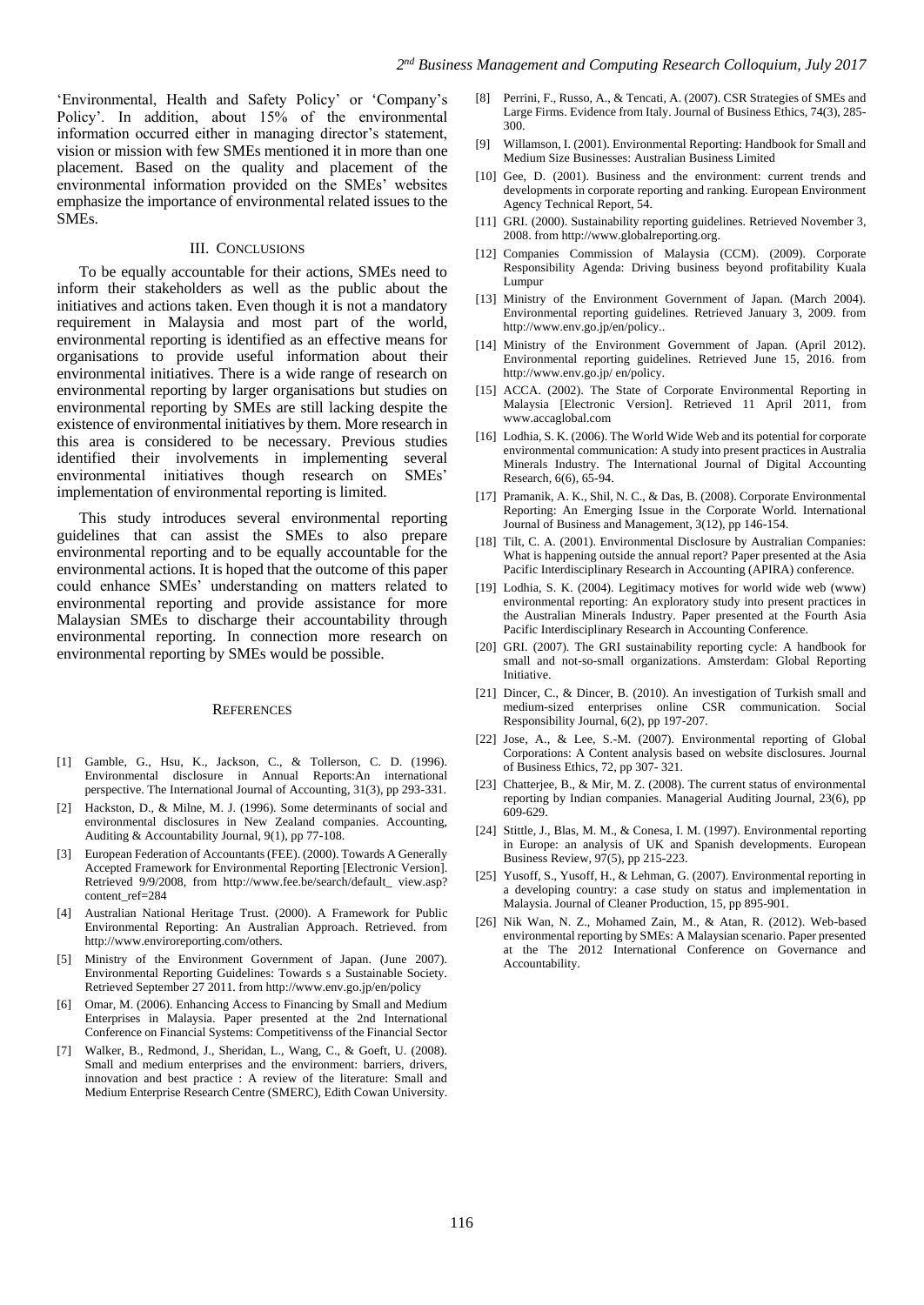'Environmental, Health and Safety Policy' or 'Company's Policy'. In addition, about 15% of the environmental information occurred either in managing director's statement, vision or mission with few SMEs mentioned it in more than one placement. Based on the quality and placement of the environmental information provided on the SMEs' websites emphasize the importance of environmental related issues to the SMEs.

## III. Conclusions

To be equally accountable for their actions, SMEs need to inform their stakeholders as well as the public about the initiatives and actions taken. Even though it is not a mandatory requirement in Malaysia and most part of the world, environmental reporting is identified as an effective means for organisations to provide useful information about their environmental initiatives. There is a wide range of research on environmental reporting by larger organisations but studies on environmental reporting by SMEs are still lacking despite the existence of environmental initiatives by them. More research in this area is considered to be necessary. Previous studies identified their involvements in implementing several environmental initiatives though research on SMEs' implementation of environmental reporting is limited.

This study introduces several environmental reporting guidelines that can assist the SMEs to also prepare environmental reporting and to be equally accountable for the environmental actions. It is hoped that the outcome of this paper could enhance SMEs' understanding on matters related to environmental reporting and provide assistance for more Malaysian SMEs to discharge their accountability through environmental reporting. In connection more research on environmental reporting by SMEs would be possible.

## References

[1] Gamble, G., Hsu, K., Jackson, C., & Tollerson, C. D. (1996). Environmental disclosure in Annual Reports:An international perspective. The International Journal of Accounting, 31(3), pp 293-331.

[2] Hackston, D., & Milne, M. J. (1996). Some determinants of social and environmental disclosures in New Zealand companies. Accounting, Auditing & Accountability Journal, 9(1), pp 77-108.

[3] European Federation of Accountants (FEE). (2000). Towards A Generally Accepted Framework for Environmental Reporting [Electronic Version]. Retrieved 9/9/2008, from http://www.fee.be/search/default_ view.asp?content_ref=284

[4] Australian National Heritage Trust. (2000). A Framework for Public Environmental Reporting: An Australian Approach. Retrieved. from http://www.enviroreporting.com/others.

[5] Ministry of the Environment Government of Japan. (June 2007). Environmental Reporting Guidelines: Towards s a Sustainable Society. Retrieved September 27 2011. from http://www.env.go.jp/en/policy

[6] Omar, M. (2006). Enhancing Access to Financing by Small and Medium Enterprises in Malaysia. Paper presented at the 2nd International Conference on Financial Systems: Competitivenss of the Financial Sector

[7] Walker, B., Redmond, J., Sheridan, L., Wang, C., & Goeft, U. (2008). Small and medium enterprises and the environment: barriers, drivers, innovation and best practice : A review of the literature: Small and Medium Enterprise Research Centre (SMERC), Edith Cowan University.

[8] Perrini, F., Russo, A., & Tencati, A. (2007). CSR Strategies of SMEs and Large Firms. Evidence from Italy. Journal of Business Ethics, 74(3), 285-300.

[9] Willamson, I. (2001). Environmental Reporting: Handbook for Small and Medium Size Businesses: Australian Business Limited

[10] Gee, D. (2001). Business and the environment: current trends and developments in corporate reporting and ranking. European Environment Agency Technical Report, 54.

[11] GRI. (2000). Sustainability reporting guidelines. Retrieved November 3, 2008. from http://www.globalreporting.org.

[12] Companies Commission of Malaysia (CCM). (2009). Corporate Responsibility Agenda: Driving business beyond profitability Kuala Lumpur

[13] Ministry of the Environment Government of Japan. (March 2004). Environmental reporting guidelines. Retrieved January 3, 2009. from http://www.env.go.jp/en/policy..

[14] Ministry of the Environment Government of Japan. (April 2012). Environmental reporting guidelines. Retrieved June 15, 2016. from http://www.env.go.jp/ en/policy.

[15] ACCA. (2002). The State of Corporate Environmental Reporting in Malaysia [Electronic Version]. Retrieved 11 April 2011, from www.accaglobal.com

[16] Lodhia, S. K. (2006). The World Wide Web and its potential for corporate environmental communication: A study into present practices in Australia Minerals Industry. The International Journal of Digital Accounting Research, 6(6), 65-94.

[17] Pramanik, A. K., Shil, N. C., & Das, B. (2008). Corporate Environmental Reporting: An Emerging Issue in the Corporate World. International Journal of Business and Management, 3(12), pp 146-154.

[18] Tilt, C. A. (2001). Environmental Disclosure by Australian Companies: What is happening outside the annual report? Paper presented at the Asia Pacific Interdisciplinary Research in Accounting (APIRA) conference.

[19] Lodhia, S. K. (2004). Legitimacy motives for world wide web (www) environmental reporting: An exploratory study into present practices in the Australian Minerals Industry. Paper presented at the Fourth Asia Pacific Interdisciplinary Research in Accounting Conference.

[20] GRI. (2007). The GRI sustainability reporting cycle: A handbook for small and not-so-small organizations. Amsterdam: Global Reporting Initiative.

[21] Dincer, C., & Dincer, B. (2010). An investigation of Turkish small and medium-sized enterprises online CSR communication. Social Responsibility Journal, 6(2), pp 197-207.

[22] Jose, A., & Lee, S.-M. (2007). Environmental reporting of Global Corporations: A Content analysis based on website disclosures. Journal of Business Ethics, 72, pp 307- 321.

[23] Chatterjee, B., & Mir, M. Z. (2008). The current status of environmental reporting by Indian companies. Managerial Auditing Journal, 23(6), pp 609-629.

[24] Stittle, J., Blas, M. M., & Conesa, I. M. (1997). Environmental reporting in Europe: an analysis of UK and Spanish developments. European Business Review, 97(5), pp 215-223.

[25] Yusoff, S., Yusoff, H., & Lehman, G. (2007). Environmental reporting in a developing country: a case study on status and implementation in Malaysia. Journal of Cleaner Production, 15, pp 895-901.

[26] Nik Wan, N. Z., Mohamed Zain, M., & Atan, R. (2012). Web-based environmental reporting by SMEs: A Malaysian scenario. Paper presented at the The 2012 International Conference on Governance and Accountability.